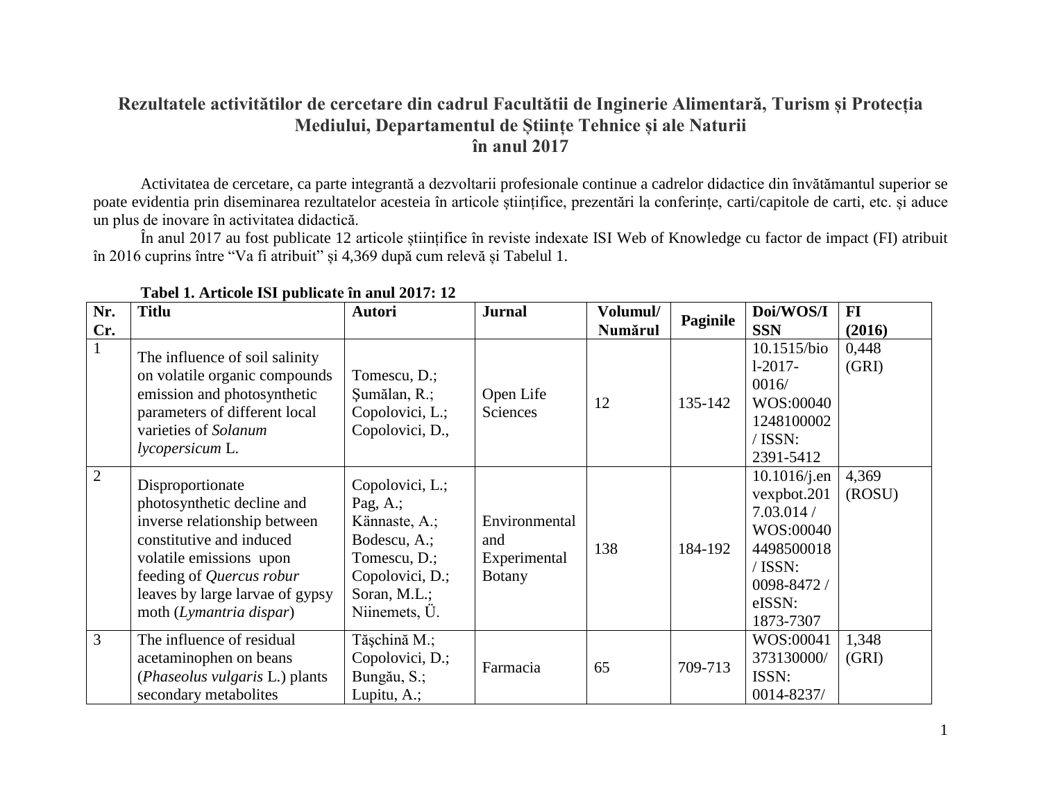# Rezultatele activitătilor de cercetare din cadrul Facultătii de Inginerie Alimentară, Turism și Protecția Mediului, Departamentul de Științe Tehnice și ale Naturii în anul 2017

Activitatea de cercetare, ca parte integrantă a dezvoltarii profesionale continue a cadrelor didactice din învătămantul superior se poate evidentia prin diseminarea rezultatelor acesteia în articole științifice, prezentări la conferințe, carti/capitole de carti, etc. și aduce un plus de inovare în activitatea didactică.

În anul 2017 au fost publicate 12 articole științifice în reviste indexate ISI Web of Knowledge cu factor de impact (FI) atribuit în 2016 cuprins între "Va fi atribuit" și 4,369 după cum relevă și Tabelul 1.

**Tabel 1. Articole ISI publicate în anul 2017: 12**

| Nr. Cr. | Titlu | Autori | Jurnal | Volumul/ Numărul | Paginile | Doi/WOS/ISSN | FI (2016) |
|---|---|---|---|---|---|---|---|
| 1 | The influence of soil salinity on volatile organic compounds emission and photosynthetic parameters of different local varieties of *Solanum lycopersicum* L. | Tomescu, D.; Şumălan, R.; Copolovici, L.; Copolovici, D., | Open Life Sciences | 12 | 135-142 | 10.1515/biol-2017-0016/ WOS:000401248100002 / ISSN: 2391-5412 | 0,448 (GRI) |
| 2 | Disproportionate photosynthetic decline and inverse relationship between constitutive and induced volatile emissions upon feeding of *Quercus robur* leaves by large larvae of gypsy moth (*Lymantria dispar*) | Copolovici, L.; Pag, A.; Kännaste, A.; Bodescu, A.; Tomescu, D.; Copolovici, D.; Soran, M.L.; Niinemets, Ü. | Environmental and Experimental Botany | 138 | 184-192 | 10.1016/j.envexpbot.2017.03.014 / WOS:000404498500018 / ISSN: 0098-8472 / eISSN: 1873-7307 | 4,369 (ROSU) |
| 3 | The influence of residual acetaminophen on beans (*Phaseolus vulgaris* L.) plants secondary metabolites | Tăşchină M.; Copolovici, D.; Bungău, S.; Lupitu, A.; | Farmacia | 65 | 709-713 | WOS:000413731300000/ ISSN: 0014-8237/ | 1,348 (GRI) |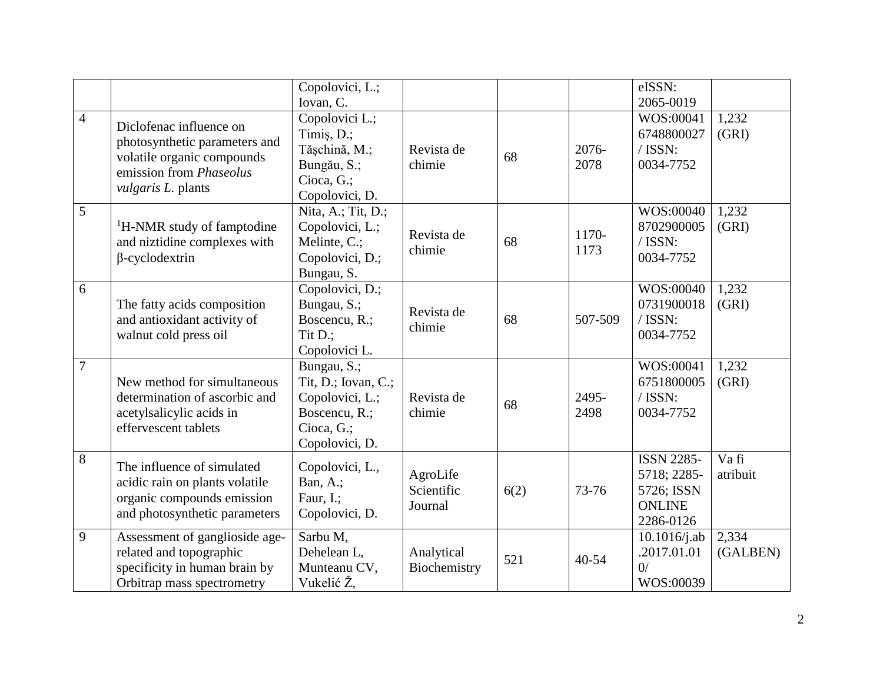| | | | | | | | |
|---|---|---|---|---|---|---|---|
| | | Copolovici, L.; Iovan, C. | | | | eISSN: 2065-0019 | |
| 4 | Diclofenac influence on photosynthetic parameters and volatile organic compounds emission from *Phaseolus vulgaris L.* plants | Copolovici L.; Timiş, D.; Tăşchină, M.; Bungău, S.; Cioca, G.; Copolovici, D. | Revista de chimie | 68 | 2076-2078 | WOS:000416748800027 / ISSN: 0034-7752 | 1,232 (GRI) |
| 5 | $^{1}$H-NMR study of famptodine and niztidine complexes with β-cyclodextrin | Nita, A.; Tit, D.; Copolovici, L.; Melinte, C.; Copolovici, D.; Bungau, S. | Revista de chimie | 68 | 1170-1173 | WOS:000408702900005 / ISSN: 0034-7752 | 1,232 (GRI) |
| 6 | The fatty acids composition and antioxidant activity of walnut cold press oil | Copolovici, D.; Bungau, S.; Boscencu, R.; Tit D.; Copolovici L. | Revista de chimie | 68 | 507-509 | WOS:000400731900018 / ISSN: 0034-7752 | 1,232 (GRI) |
| 7 | New method for simultaneous determination of ascorbic and acetylsalicylic acids in effervescent tablets | Bungau, S.; Tit, D.; Iovan, C.; Copolovici, L.; Boscencu, R.; Cioca, G.; Copolovici, D. | Revista de chimie | 68 | 2495-2498 | WOS:000416751800005 / ISSN: 0034-7752 | 1,232 (GRI) |
| 8 | The influence of simulated acidic rain on plants volatile organic compounds emission and photosynthetic parameters | Copolovici, L., Ban, A.; Faur, I.; Copolovici, D. | AgroLife Scientific Journal | 6(2) | 73-76 | ISSN 2285-5718; 2285-5726; ISSN ONLINE 2286-0126 | Va fi atribuit |
| 9 | Assessment of ganglioside age-related and topographic specificity in human brain by Orbitrap mass spectrometry | Sarbu M, Dehelean L, Munteanu CV, Vukelić Ž, | Analytical Biochemistry | 521 | 40-54 | 10.1016/j.ab.2017.01.010/ WOS:00039 | 2,334 (GALBEN) |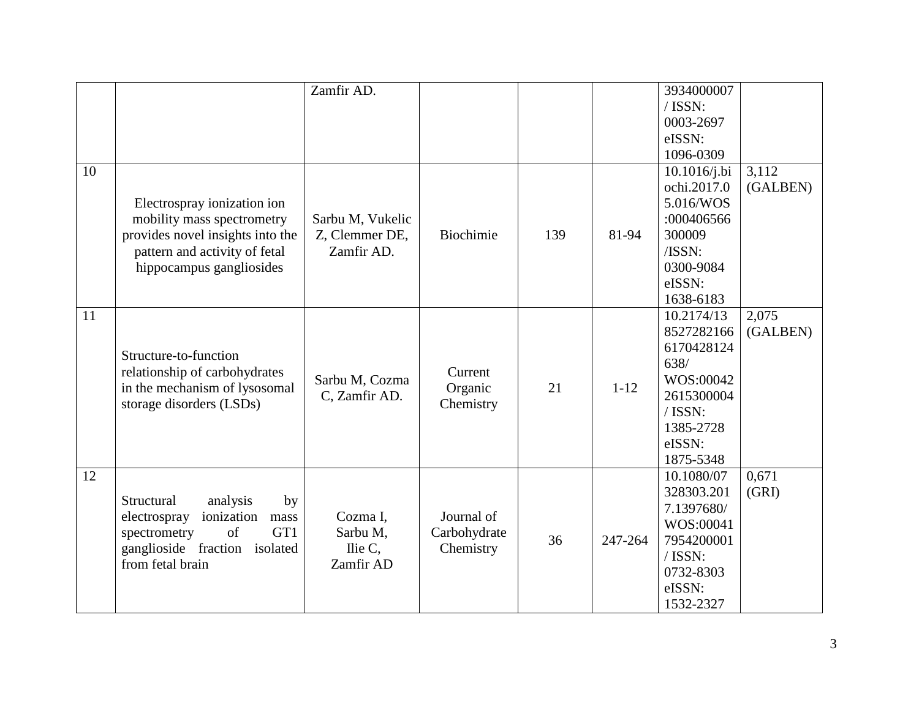|  |  | Zamfir AD. |  |  |  | 3934000007 / ISSN: 0003-2697 eISSN: 1096-0309 |  |
|---|---|---|---|---|---|---|---|
| 10 | Electrospray ionization ion mobility mass spectrometry provides novel insights into the pattern and activity of fetal hippocampus gangliosides | Sarbu M, Vukelic Z, Clemmer DE, Zamfir AD. | Biochimie | 139 | 81-94 | 10.1016/j.biochi.2017.05.016/WOS:000406566300009 /ISSN: 0300-9084 eISSN: 1638-6183 | 3,112 (GALBEN) |
| 11 | Structure-to-function relationship of carbohydrates in the mechanism of lysosomal storage disorders (LSDs) | Sarbu M, Cozma C, Zamfir AD. | Current Organic Chemistry | 21 | 1-12 | 10.2174/1385272821666170428124638/ WOS:000422615300004 / ISSN: 1385-2728 eISSN: 1875-5348 | 2,075 (GALBEN) |
| 12 | Structural analysis by electrospray ionization mass spectrometry of GT1 ganglioside fraction isolated from fetal brain | Cozma I, Sarbu M, Ilie C, Zamfir AD | Journal of Carbohydrate Chemistry | 36 | 247-264 | 10.1080/07328303.2017.1397680/ WOS:000417954200001 / ISSN: 0732-8303 eISSN: 1532-2327 | 0,671 (GRI) |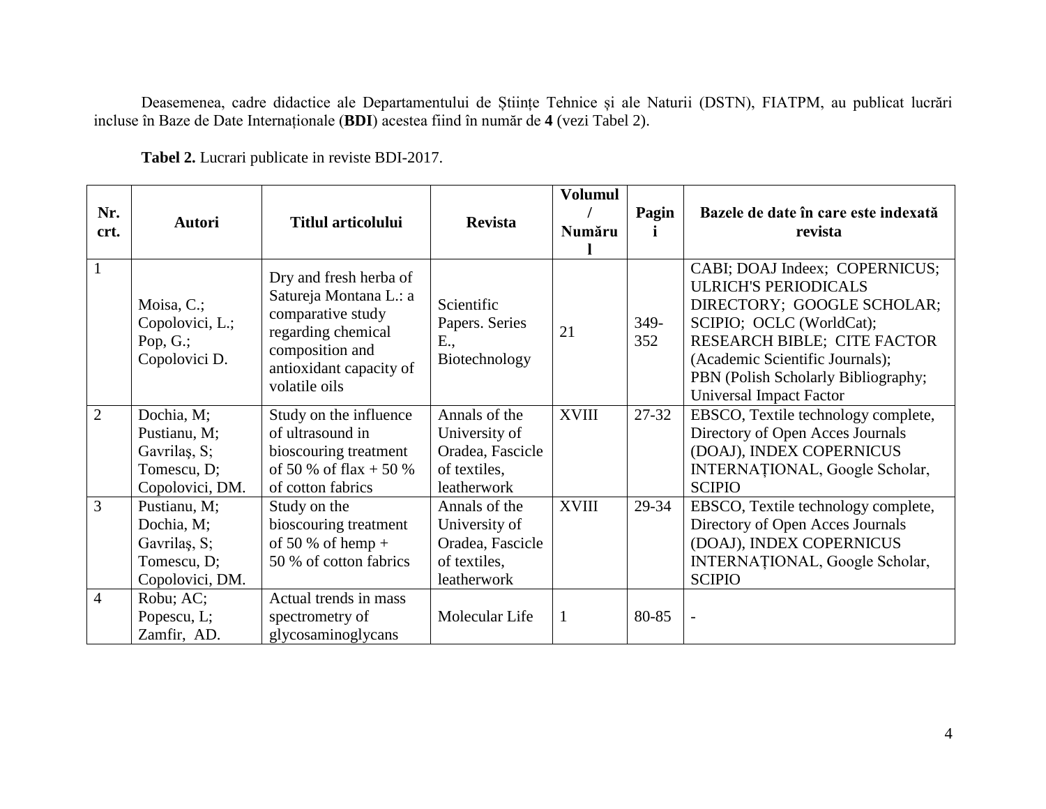Deasemenea, cadre didactice ale Departamentului de Științe Tehnice și ale Naturii (DSTN), FIATPM, au publicat lucrări incluse în Baze de Date Internaționale (**BDI**) acestea fiind în număr de **4** (vezi Tabel 2).

**Tabel 2.** Lucrari publicate in reviste BDI-2017.

| Nr. crt. | Autori | Titlul articolului | Revista | Volumul / Numărul | Pagini | Bazele de date în care este indexată revista |
|---|---|---|---|---|---|---|
| 1 | Moisa, C.; Copolovici, L.; Pop, G.; Copolovici D. | Dry and fresh herba of Satureja Montana L.: a comparative study regarding chemical composition and antioxidant capacity of volatile oils | Scientific Papers. Series E., Biotechnology | 21 | 349-352 | CABI; DOAJ Indeex; COPERNICUS; ULRICH'S PERIODICALS DIRECTORY; GOOGLE SCHOLAR; SCIPIO; OCLC (WorldCat); RESEARCH BIBLE; CITE FACTOR (Academic Scientific Journals); PBN (Polish Scholarly Bibliography; Universal Impact Factor |
| 2 | Dochia, M; Pustianu, M; Gavrilaș, S; Tomescu, D; Copolovici, DM. | Study on the influence of ultrasound in bioscouring treatment of 50 % of flax + 50 % of cotton fabrics | Annals of the University of Oradea, Fascicle of textiles, leatherwork | XVIII | 27-32 | EBSCO, Textile technology complete, Directory of Open Acces Journals (DOAJ), INDEX COPERNICUS INTERNAȚIONAL, Google Scholar, SCIPIO |
| 3 | Pustianu, M; Dochia, M; Gavrilaș, S; Tomescu, D; Copolovici, DM. | Study on the bioscouring treatment of 50 % of hemp + 50 % of cotton fabrics | Annals of the University of Oradea, Fascicle of textiles, leatherwork | XVIII | 29-34 | EBSCO, Textile technology complete, Directory of Open Acces Journals (DOAJ), INDEX COPERNICUS INTERNAȚIONAL, Google Scholar, SCIPIO |
| 4 | Robu; AC; Popescu, L; Zamfir, AD. | Actual trends in mass spectrometry of glycosaminoglycans | Molecular Life | 1 | 80-85 | - |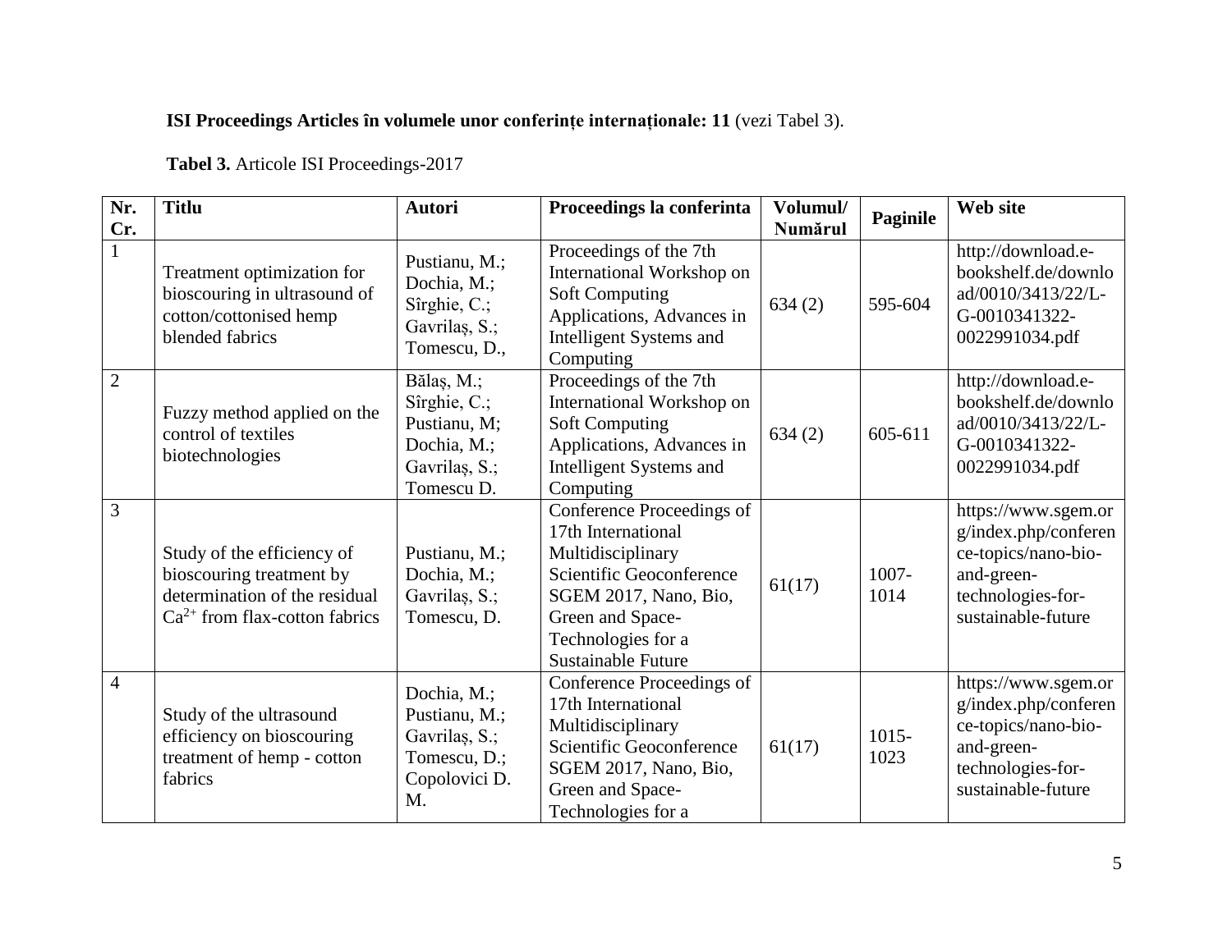**ISI Proceedings Articles în volumele unor conferințe internaționale: 11** (vezi Tabel 3).

**Tabel 3.** Articole ISI Proceedings-2017

| Nr. Cr. | Titlu | Autori | Proceedings la conferinta | Volumul/ Numărul | Paginile | Web site |
|---|---|---|---|---|---|---|
| 1 | Treatment optimization for bioscouring in ultrasound of cotton/cottonised hemp blended fabrics | Pustianu, M.; Dochia, M.; Sîrghie, C.; Gavrilaș, S.; Tomescu, D., | Proceedings of the 7th International Workshop on Soft Computing Applications, Advances in Intelligent Systems and Computing | 634 (2) | 595-604 | http://download.e-bookshelf.de/download/0010/3413/22/L-G-0010341322-0022991034.pdf |
| 2 | Fuzzy method applied on the control of textiles biotechnologies | Bălaș, M.; Sîrghie, C.; Pustianu, M; Dochia, M.; Gavrilaș, S.; Tomescu D. | Proceedings of the 7th International Workshop on Soft Computing Applications, Advances in Intelligent Systems and Computing | 634 (2) | 605-611 | http://download.e-bookshelf.de/download/0010/3413/22/L-G-0010341322-0022991034.pdf |
| 3 | Study of the efficiency of bioscouring treatment by determination of the residual $Ca^{2+}$ from flax-cotton fabrics | Pustianu, M.; Dochia, M.; Gavrilaș, S.; Tomescu, D. | Conference Proceedings of 17th International Multidisciplinary Scientific Geoconference SGEM 2017, Nano, Bio, Green and Space-Technologies for a Sustainable Future | 61(17) | 1007-1014 | https://www.sgem.org/index.php/conference-topics/nano-bio-and-green-technologies-for-sustainable-future |
| 4 | Study of the ultrasound efficiency on bioscouring treatment of hemp - cotton fabrics | Dochia, M.; Pustianu, M.; Gavrilaș, S.; Tomescu, D.; Copolovici D. M. | Conference Proceedings of 17th International Multidisciplinary Scientific Geoconference SGEM 2017, Nano, Bio, Green and Space-Technologies for a | 61(17) | 1015-1023 | https://www.sgem.org/index.php/conference-topics/nano-bio-and-green-technologies-for-sustainable-future |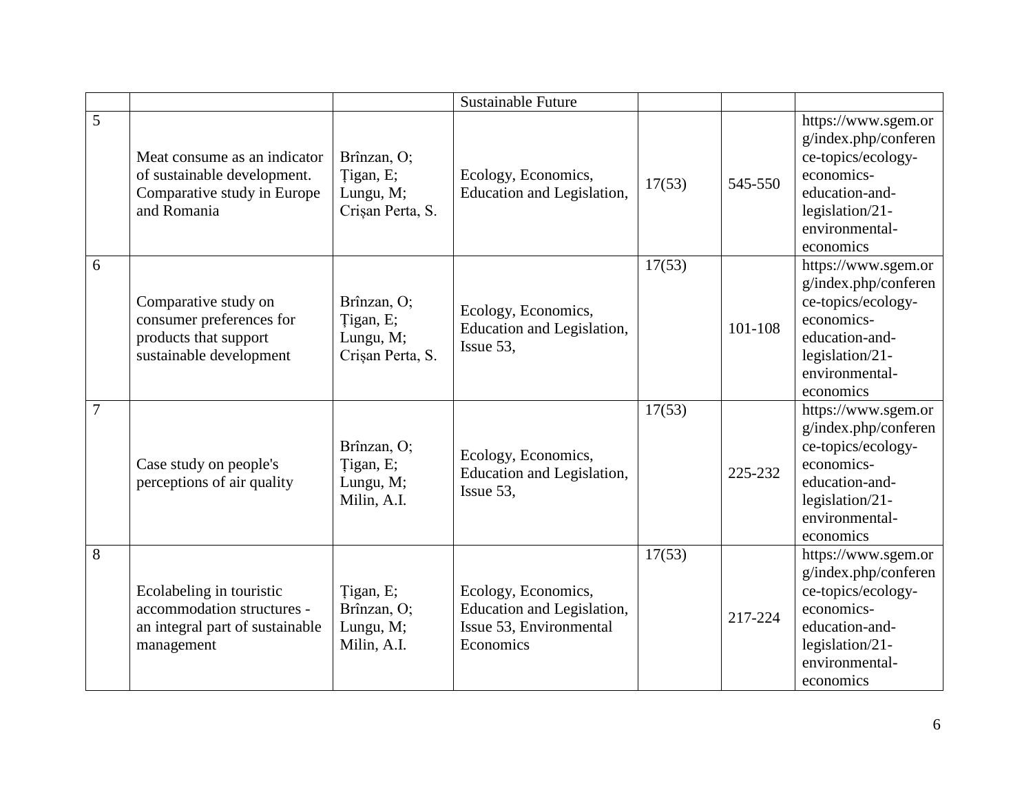|  |  |  | Sustainable Future |  |  |  |
|---|---|---|---|---|---|---|
| 5 | Meat consume as an indicator of sustainable development. Comparative study in Europe and Romania | Brînzan, O; Țigan, E; Lungu, M; Crișan Perta, S. | Ecology, Economics, Education and Legislation, | 17(53) | 545-550 | https://www.sgem.org/index.php/conference-topics/ecology-economics-education-and-legislation/21-environmental-economics |
| 6 | Comparative study on consumer preferences for products that support sustainable development | Brînzan, O; Țigan, E; Lungu, M; Crișan Perta, S. | Ecology, Economics, Education and Legislation, Issue 53, | 17(53) | 101-108 | https://www.sgem.org/index.php/conference-topics/ecology-economics-education-and-legislation/21-environmental-economics |
| 7 | Case study on people's perceptions of air quality | Brînzan, O; Țigan, E; Lungu, M; Milin, A.I. | Ecology, Economics, Education and Legislation, Issue 53, | 17(53) | 225-232 | https://www.sgem.org/index.php/conference-topics/ecology-economics-education-and-legislation/21-environmental-economics |
| 8 | Ecolabeling in touristic accommodation structures - an integral part of sustainable management | Țigan, E; Brînzan, O; Lungu, M; Milin, A.I. | Ecology, Economics, Education and Legislation, Issue 53, Environmental Economics | 17(53) | 217-224 | https://www.sgem.org/index.php/conference-topics/ecology-economics-education-and-legislation/21-environmental-economics |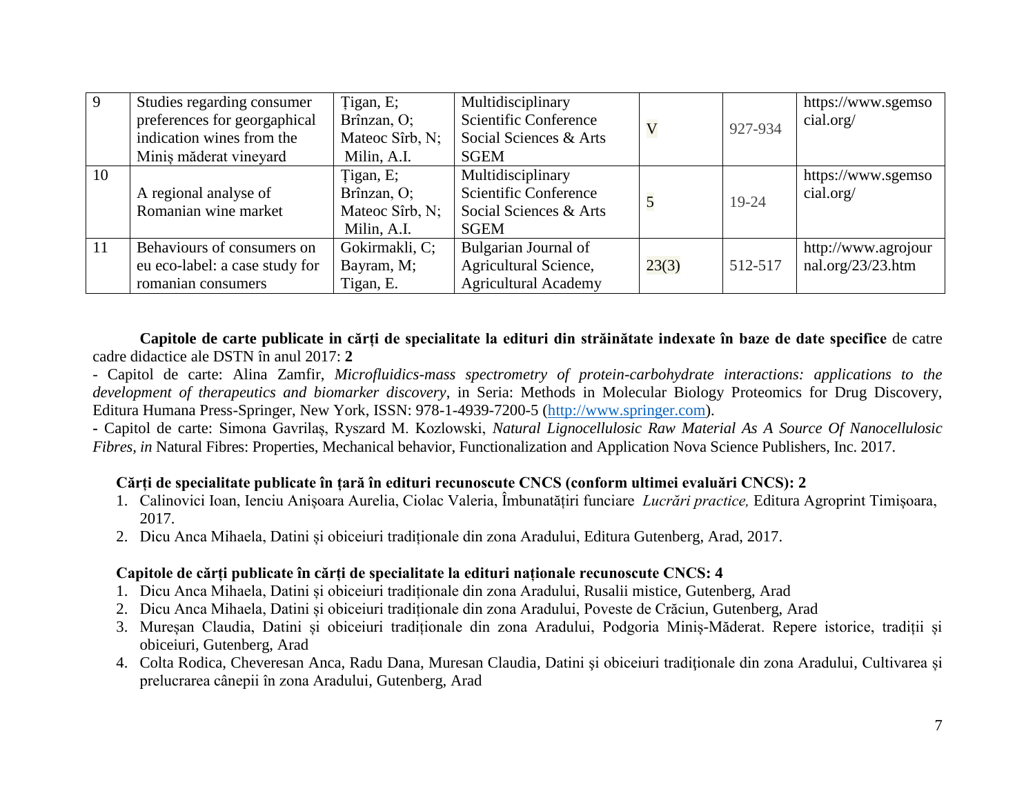| 9 | Studies regarding consumer preferences for georgaphical indication wines from the Miniș măderat vineyard | Țigan, E; Brînzan, O; Mateoc Sîrb, N; Milin, A.I. | Multidisciplinary Scientific Conference Social Sciences & Arts SGEM | V | 927-934 | https://www.sgemsocial.org/ |
|---|---|---|---|---|---|---|
| 10 | A regional analyse of Romanian wine market | Țigan, E; Brînzan, O; Mateoc Sîrb, N; Milin, A.I. | Multidisciplinary Scientific Conference Social Sciences & Arts SGEM | 5 | 19-24 | https://www.sgemsocial.org/ |
| 11 | Behaviours of consumers on eu eco-label: a case study for romanian consumers | Gokirmakli, C; Bayram, M; Tigan, E. | Bulgarian Journal of Agricultural Science, Agricultural Academy | 23(3) | 512-517 | http://www.agrojournal.org/23/23.htm |

**Capitole de carte publicate in cărți de specialitate la edituri din străinătate indexate în baze de date specifice** de catre cadre didactice ale DSTN în anul 2017: **2**

- Capitol de carte: Alina Zamfir, *Microfluidics-mass spectrometry of protein-carbohydrate interactions: applications to the development of therapeutics and biomarker discovery*, in Seria: Methods in Molecular Biology Proteomics for Drug Discovery, Editura Humana Press-Springer, New York, ISSN: 978-1-4939-7200-5 (http://www.springer.com).
- Capitol de carte: Simona Gavrilaș, Ryszard M. Kozlowski, *Natural Lignocellulosic Raw Material As A Source Of Nanocellulosic Fibres, in* Natural Fibres: Properties, Mechanical behavior, Functionalization and Application Nova Science Publishers, Inc. 2017.

**Cărți de specialitate publicate în țară în edituri recunoscute CNCS (conform ultimei evaluări CNCS): 2**

1. Calinovici Ioan, Ienciu Anișoara Aurelia, Ciolac Valeria, Îmbunătățiri funciare *Lucrări practice,* Editura Agroprint Timișoara, 2017.
2. Dicu Anca Mihaela, Datini și obiceiuri tradiționale din zona Aradului, Editura Gutenberg, Arad, 2017.

**Capitole de cărți publicate în cărți de specialitate la edituri naționale recunoscute CNCS: 4**

1. Dicu Anca Mihaela, Datini și obiceiuri tradiționale din zona Aradului, Rusalii mistice, Gutenberg, Arad
2. Dicu Anca Mihaela, Datini și obiceiuri tradiționale din zona Aradului, Poveste de Crăciun, Gutenberg, Arad
3. Mureșan Claudia, Datini și obiceiuri tradiționale din zona Aradului, Podgoria Miniș-Măderat. Repere istorice, tradiții și obiceiuri, Gutenberg, Arad
4. Colta Rodica, Cheveresan Anca, Radu Dana, Muresan Claudia, Datini şi obiceiuri tradiţionale din zona Aradului, Cultivarea și prelucrarea cânepii în zona Aradului, Gutenberg, Arad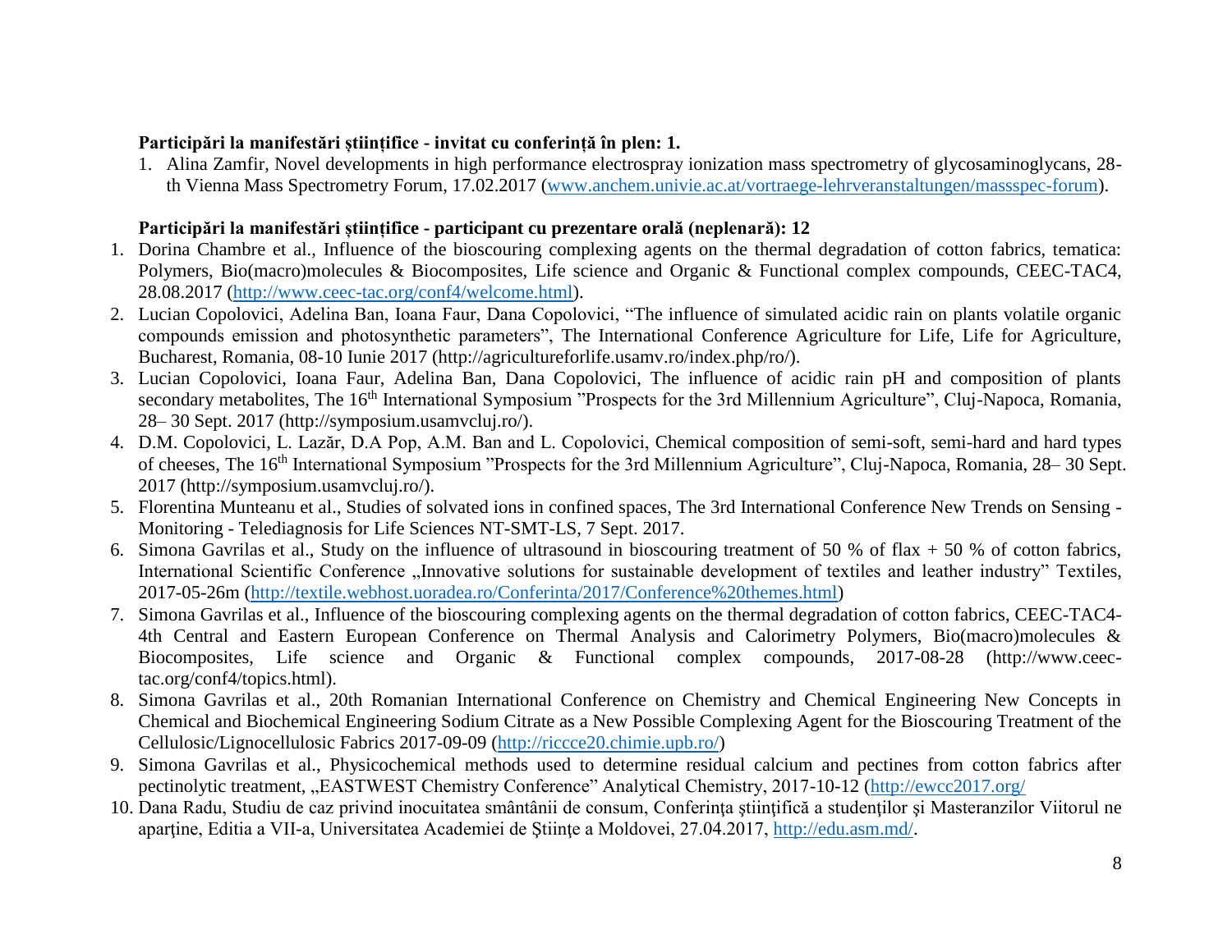**Participări la manifestări științifice - invitat cu conferință în plen: 1.**

1. Alina Zamfir, Novel developments in high performance electrospray ionization mass spectrometry of glycosaminoglycans, 28-th Vienna Mass Spectrometry Forum, 17.02.2017 (www.anchem.univie.ac.at/vortraege-lehrveranstaltungen/massspec-forum).

**Participări la manifestări științifice - participant cu prezentare orală (neplenară): 12**

1. Dorina Chambre et al., Influence of the bioscouring complexing agents on the thermal degradation of cotton fabrics, tematica: Polymers, Bio(macro)molecules & Biocomposites, Life science and Organic & Functional complex compounds, CEEC-TAC4, 28.08.2017 (http://www.ceec-tac.org/conf4/welcome.html).
2. Lucian Copolovici, Adelina Ban, Ioana Faur, Dana Copolovici, "The influence of simulated acidic rain on plants volatile organic compounds emission and photosynthetic parameters", The International Conference Agriculture for Life, Life for Agriculture, Bucharest, Romania, 08-10 Iunie 2017 (http://agricultureforlife.usamv.ro/index.php/ro/).
3. Lucian Copolovici, Ioana Faur, Adelina Ban, Dana Copolovici, The influence of acidic rain pH and composition of plants secondary metabolites, The 16th International Symposium "Prospects for the 3rd Millennium Agriculture", Cluj-Napoca, Romania, 28– 30 Sept. 2017 (http://symposium.usamvcluj.ro/).
4. D.M. Copolovici, L. Lazăr, D.A Pop, A.M. Ban and L. Copolovici, Chemical composition of semi-soft, semi-hard and hard types of cheeses, The 16th International Symposium "Prospects for the 3rd Millennium Agriculture", Cluj-Napoca, Romania, 28– 30 Sept. 2017 (http://symposium.usamvcluj.ro/).
5. Florentina Munteanu et al., Studies of solvated ions in confined spaces, The 3rd International Conference New Trends on Sensing - Monitoring - Telediagnosis for Life Sciences NT-SMT-LS, 7 Sept. 2017.
6. Simona Gavrilas et al., Study on the influence of ultrasound in bioscouring treatment of 50 % of flax + 50 % of cotton fabrics, International Scientific Conference „Innovative solutions for sustainable development of textiles and leather industry" Textiles, 2017-05-26m (http://textile.webhost.uoradea.ro/Conferinta/2017/Conference%20themes.html)
7. Simona Gavrilas et al., Influence of the bioscouring complexing agents on the thermal degradation of cotton fabrics, CEEC-TAC4-4th Central and Eastern European Conference on Thermal Analysis and Calorimetry Polymers, Bio(macro)molecules & Biocomposites, Life science and Organic & Functional complex compounds, 2017-08-28 (http://www.ceec-tac.org/conf4/topics.html).
8. Simona Gavrilas et al., 20th Romanian International Conference on Chemistry and Chemical Engineering New Concepts in Chemical and Biochemical Engineering Sodium Citrate as a New Possible Complexing Agent for the Bioscouring Treatment of the Cellulosic/Lignocellulosic Fabrics 2017-09-09 (http://riccce20.chimie.upb.ro/)
9. Simona Gavrilas et al., Physicochemical methods used to determine residual calcium and pectines from cotton fabrics after pectinolytic treatment, „EASTWEST Chemistry Conference" Analytical Chemistry, 2017-10-12 (http://ewcc2017.org/
10. Dana Radu, Studiu de caz privind inocuitatea smântânii de consum, Conferința științifică a studenților și Masteranzilor Viitorul ne aparține, Editia a VII-a, Universitatea Academiei de Științe a Moldovei, 27.04.2017, http://edu.asm.md/.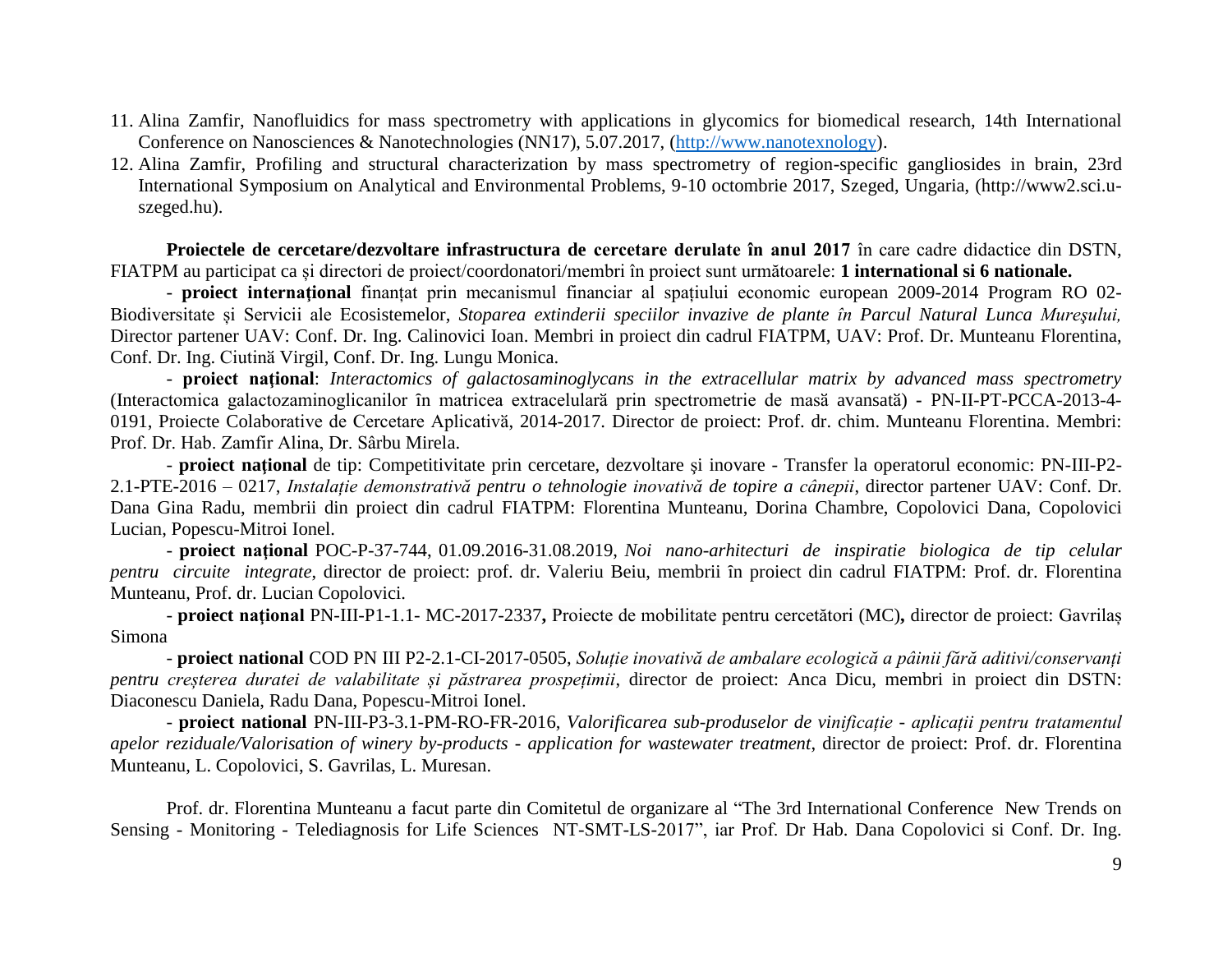11. Alina Zamfir, Nanofluidics for mass spectrometry with applications in glycomics for biomedical research, 14th International Conference on Nanosciences & Nanotechnologies (NN17), 5.07.2017, (http://www.nanotexnology).
12. Alina Zamfir, Profiling and structural characterization by mass spectrometry of region-specific gangliosides in brain, 23rd International Symposium on Analytical and Environmental Problems, 9-10 octombrie 2017, Szeged, Ungaria, (http://www2.sci.u-szeged.hu).

**Proiectele de cercetare/dezvoltare infrastructura de cercetare derulate în anul 2017** în care cadre didactice din DSTN, FIATPM au participat ca și directori de proiect/coordonatori/membri în proiect sunt următoarele: **1 international si 6 nationale.**

- **proiect internațional** finanțat prin mecanismul financiar al spațiului economic european 2009-2014 Program RO 02-Biodiversitate și Servicii ale Ecosistemelor, *Stoparea extinderii speciilor invazive de plante în Parcul Natural Lunca Mureşului,* Director partener UAV: Conf. Dr. Ing. Calinovici Ioan. Membri in proiect din cadrul FIATPM, UAV: Prof. Dr. Munteanu Florentina, Conf. Dr. Ing. Ciutină Virgil, Conf. Dr. Ing. Lungu Monica.

- **proiect național**: *Interactomics of galactosaminoglycans in the extracellular matrix by advanced mass spectrometry* (Interactomica galactozaminoglicanilor în matricea extracelulară prin spectrometrie de masă avansată) - PN-II-PT-PCCA-2013-4-0191, Proiecte Colaborative de Cercetare Aplicativă, 2014-2017. Director de proiect: Prof. dr. chim. Munteanu Florentina. Membri: Prof. Dr. Hab. Zamfir Alina, Dr. Sârbu Mirela.

- **proiect național** de tip: Competitivitate prin cercetare, dezvoltare şi inovare - Transfer la operatorul economic: PN-III-P2-2.1-PTE-2016 – 0217, *Instalație demonstrativă pentru o tehnologie inovativă de topire a cânepii*, director partener UAV: Conf. Dr. Dana Gina Radu, membrii din proiect din cadrul FIATPM: Florentina Munteanu, Dorina Chambre, Copolovici Dana, Copolovici Lucian, Popescu-Mitroi Ionel.

- **proiect național** POC-P-37-744, 01.09.2016-31.08.2019, *Noi nano-arhitecturi de inspiratie biologica de tip celular pentru circuite integrate*, director de proiect: prof. dr. Valeriu Beiu, membrii în proiect din cadrul FIATPM: Prof. dr. Florentina Munteanu, Prof. dr. Lucian Copolovici.

- **proiect național** PN-III-P1-1.1- MC-2017-2337**,** Proiecte de mobilitate pentru cercetători (MC)**,** director de proiect: Gavrilaș Simona

- **proiect national** COD PN III P2-2.1-CI-2017-0505, *Soluție inovativă de ambalare ecologică a pâinii fără aditivi/conservanți pentru creșterea duratei de valabilitate și păstrarea prospețimii*, director de proiect: Anca Dicu, membri in proiect din DSTN: Diaconescu Daniela, Radu Dana, Popescu-Mitroi Ionel.

- **proiect national** PN-III-P3-3.1-PM-RO-FR-2016, *Valorificarea sub-produselor de vinificație - aplicații pentru tratamentul apelor reziduale/Valorisation of winery by-products - application for wastewater treatment*, director de proiect: Prof. dr. Florentina Munteanu, L. Copolovici, S. Gavrilas, L. Muresan.

Prof. dr. Florentina Munteanu a facut parte din Comitetul de organizare al "The 3rd International Conference New Trends on Sensing - Monitoring - Telediagnosis for Life Sciences NT-SMT-LS-2017", iar Prof. Dr Hab. Dana Copolovici si Conf. Dr. Ing.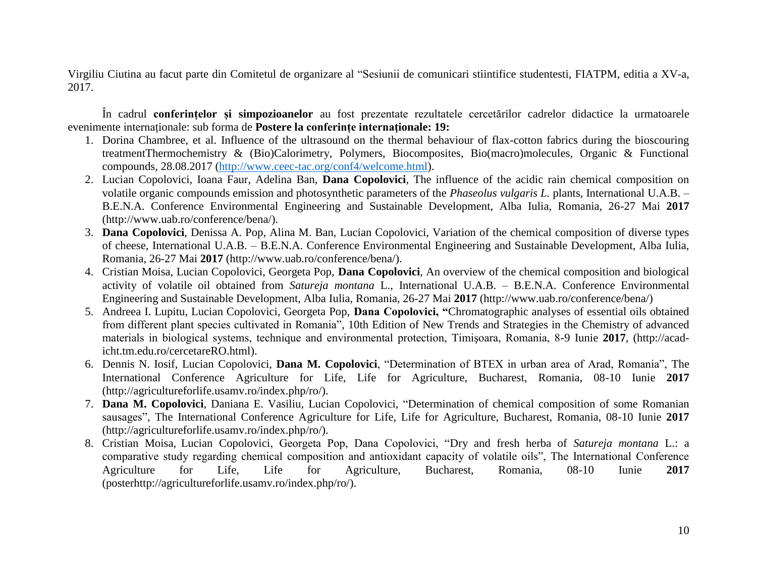Virgiliu Ciutina au facut parte din Comitetul de organizare al “Sesiunii de comunicari stiintifice studentesti, FIATPM, editia a XV-a, 2017.

În cadrul **conferințelor și simpozioanelor** au fost prezentate rezultatele cercetărilor cadrelor didactice la urmatoarele evenimente internaționale: sub forma de **Postere la conferințe internaționale: 19:**

1. Dorina Chambree, et al. Influence of the ultrasound on the thermal behaviour of flax-cotton fabrics during the bioscouring treatmentThermochemistry & (Bio)Calorimetry, Polymers, Biocomposites, Bio(macro)molecules, Organic & Functional compounds, 28.08.2017 ([http://www.ceec-tac.org/conf4/welcome.html](http://www.ceec-tac.org/conf4/welcome.html)).
2. Lucian Copolovici, Ioana Faur, Adelina Ban, **Dana Copolovici**, The influence of the acidic rain chemical composition on volatile organic compounds emission and photosynthetic parameters of the *Phaseolus vulgaris L.* plants, International U.A.B. – B.E.N.A. Conference Environmental Engineering and Sustainable Development, Alba Iulia, Romania, 26-27 Mai **2017** (http://www.uab.ro/conference/bena/).
3. **Dana Copolovici**, Denissa A. Pop, Alina M. Ban, Lucian Copolovici, Variation of the chemical composition of diverse types of cheese, International U.A.B. – B.E.N.A. Conference Environmental Engineering and Sustainable Development, Alba Iulia, Romania, 26-27 Mai **2017** (http://www.uab.ro/conference/bena/).
4. Cristian Moisa, Lucian Copolovici, Georgeta Pop, **Dana Copolovici**, An overview of the chemical composition and biological activity of volatile oil obtained from *Satureja montana* L., International U.A.B. – B.E.N.A. Conference Environmental Engineering and Sustainable Development, Alba Iulia, Romania, 26-27 Mai **2017** (http://www.uab.ro/conference/bena/)
5. Andreea I. Lupitu, Lucian Copolovici, Georgeta Pop, **Dana Copolovici, “**Chromatographic analyses of essential oils obtained from different plant species cultivated in Romania”, 10th Edition of New Trends and Strategies in the Chemistry of advanced materials in biological systems, technique and environmental protection, Timişoara, Romania, 8-9 Iunie **2017**, (http://acad-icht.tm.edu.ro/cercetareRO.html).
6. Dennis N. Iosif, Lucian Copolovici, **Dana M. Copolovici**, “Determination of BTEX in urban area of Arad, Romania”, The International Conference Agriculture for Life, Life for Agriculture, Bucharest, Romania, 08-10 Iunie **2017** (http://agricultureforlife.usamv.ro/index.php/ro/).
7. **Dana M. Copolovici**, Daniana E. Vasiliu, Lucian Copolovici, “Determination of chemical composition of some Romanian sausages”, The International Conference Agriculture for Life, Life for Agriculture, Bucharest, Romania, 08-10 Iunie **2017** (http://agricultureforlife.usamv.ro/index.php/ro/).
8. Cristian Moisa, Lucian Copolovici, Georgeta Pop, Dana Copolovici, “Dry and fresh herba of *Satureja montana* L.: a comparative study regarding chemical composition and antioxidant capacity of volatile oils”, The International Conference Agriculture for Life, Life for Agriculture, Bucharest, Romania, 08-10 Iunie **2017** (posterhttp://agricultureforlife.usamv.ro/index.php/ro/).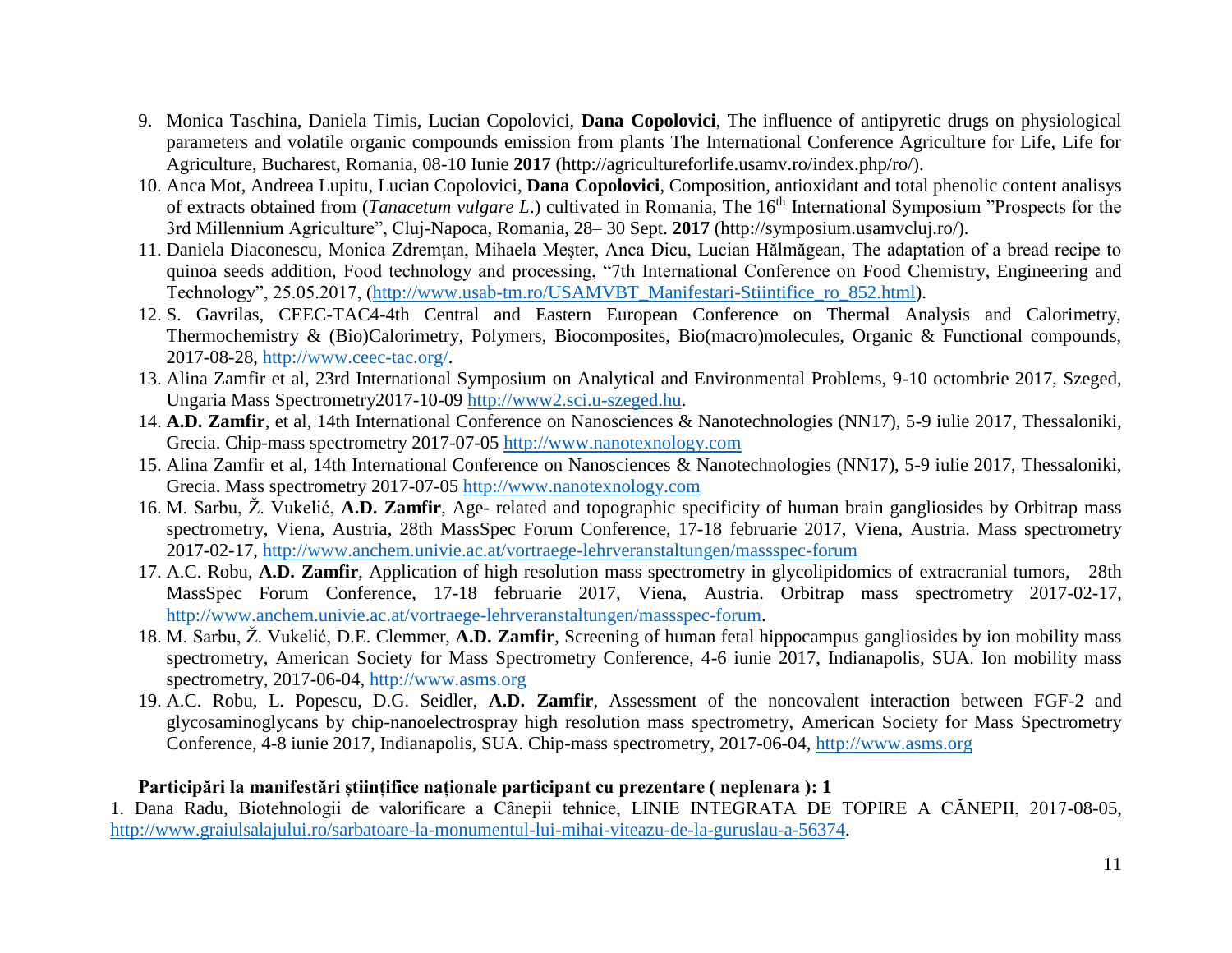9. Monica Taschina, Daniela Timis, Lucian Copolovici, **Dana Copolovici**, The influence of antipyretic drugs on physiological parameters and volatile organic compounds emission from plants The International Conference Agriculture for Life, Life for Agriculture, Bucharest, Romania, 08-10 Iunie **2017** (http://agricultureforlife.usamv.ro/index.php/ro/).
10. Anca Mot, Andreea Lupitu, Lucian Copolovici, **Dana Copolovici**, Composition, antioxidant and total phenolic content analisys of extracts obtained from (*Tanacetum vulgare L.*) cultivated in Romania, The 16th International Symposium "Prospects for the 3rd Millennium Agriculture", Cluj-Napoca, Romania, 28– 30 Sept. **2017** (http://symposium.usamvcluj.ro/).
11. Daniela Diaconescu, Monica Zdremțan, Mihaela Meșter, Anca Dicu, Lucian Hălmăgean, The adaptation of a bread recipe to quinoa seeds addition, Food technology and processing, "7th International Conference on Food Chemistry, Engineering and Technology", 25.05.2017, (http://www.usab-tm.ro/USAMVBT_Manifestari-Stiintifice_ro_852.html).
12. S. Gavrilas, CEEC-TAC4-4th Central and Eastern European Conference on Thermal Analysis and Calorimetry, Thermochemistry & (Bio)Calorimetry, Polymers, Biocomposites, Bio(macro)molecules, Organic & Functional compounds, 2017-08-28, http://www.ceec-tac.org/.
13. Alina Zamfir et al, 23rd International Symposium on Analytical and Environmental Problems, 9-10 octombrie 2017, Szeged, Ungaria Mass Spectrometry2017-10-09 http://www2.sci.u-szeged.hu.
14. **A.D. Zamfir**, et al, 14th International Conference on Nanosciences & Nanotechnologies (NN17), 5-9 iulie 2017, Thessaloniki, Grecia. Chip-mass spectrometry 2017-07-05 http://www.nanotexnology.com
15. Alina Zamfir et al, 14th International Conference on Nanosciences & Nanotechnologies (NN17), 5-9 iulie 2017, Thessaloniki, Grecia. Mass spectrometry 2017-07-05 http://www.nanotexnology.com
16. M. Sarbu, Ž. Vukelić, **A.D. Zamfir**, Age- related and topographic specificity of human brain gangliosides by Orbitrap mass spectrometry, Viena, Austria, 28th MassSpec Forum Conference, 17-18 februarie 2017, Viena, Austria. Mass spectrometry 2017-02-17, http://www.anchem.univie.ac.at/vortraege-lehrveranstaltungen/massspec-forum
17. A.C. Robu, **A.D. Zamfir**, Application of high resolution mass spectrometry in glycolipidomics of extracranial tumors, 28th MassSpec Forum Conference, 17-18 februarie 2017, Viena, Austria. Orbitrap mass spectrometry 2017-02-17, http://www.anchem.univie.ac.at/vortraege-lehrveranstaltungen/massspec-forum.
18. M. Sarbu, Ž. Vukelić, D.E. Clemmer, **A.D. Zamfir**, Screening of human fetal hippocampus gangliosides by ion mobility mass spectrometry, American Society for Mass Spectrometry Conference, 4-6 iunie 2017, Indianapolis, SUA. Ion mobility mass spectrometry, 2017-06-04, http://www.asms.org
19. A.C. Robu, L. Popescu, D.G. Seidler, **A.D. Zamfir**, Assessment of the noncovalent interaction between FGF-2 and glycosaminoglycans by chip-nanoelectrospray high resolution mass spectrometry, American Society for Mass Spectrometry Conference, 4-8 iunie 2017, Indianapolis, SUA. Chip-mass spectrometry, 2017-06-04, http://www.asms.org

**Participări la manifestări științifice naționale participant cu prezentare ( neplenara ): 1**

1. Dana Radu, Biotehnologii de valorificare a Cânepii tehnice, LINIE INTEGRATA DE TOPIRE A CĂNEPII, 2017-08-05, http://www.graiulsalajului.ro/sarbatoare-la-monumentul-lui-mihai-viteazu-de-la-guruslau-a-56374.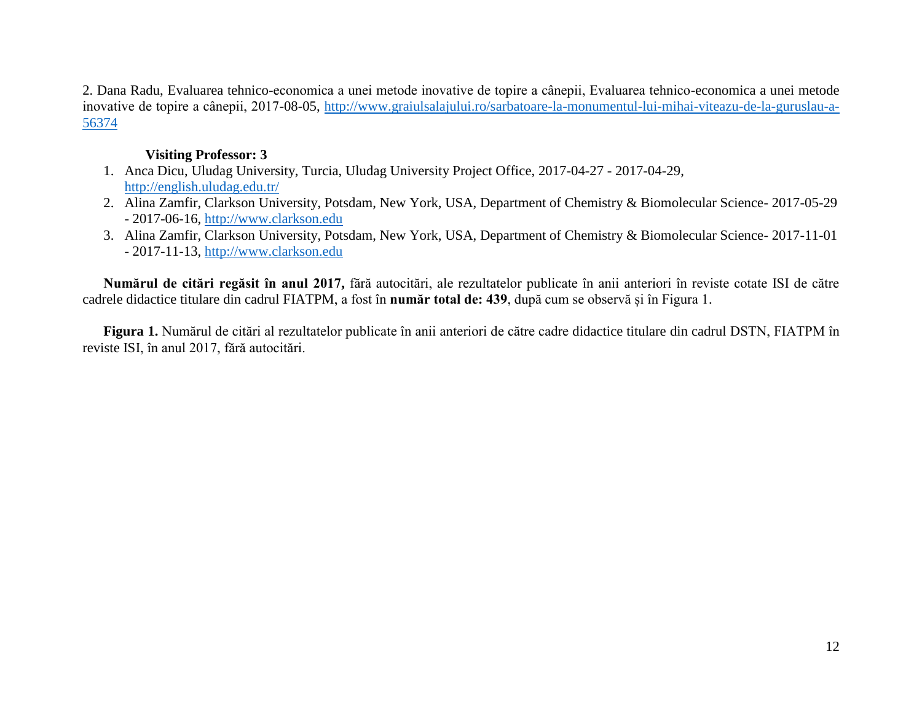2. Dana Radu, Evaluarea tehnico-economica a unei metode inovative de topire a cânepii, Evaluarea tehnico-economica a unei metode inovative de topire a cânepii, 2017-08-05, [http://www.graiulsalajului.ro/sarbatoare-la-monumentul-lui-mihai-viteazu-de-la-guruslau-a-56374](http://www.graiulsalajului.ro/sarbatoare-la-monumentul-lui-mihai-viteazu-de-la-guruslau-a-56374)

**Visiting Professor: 3**

1. Anca Dicu, Uludag University, Turcia, Uludag University Project Office, 2017-04-27 - 2017-04-29, [http://english.uludag.edu.tr/](http://english.uludag.edu.tr/)
2. Alina Zamfir, Clarkson University, Potsdam, New York, USA, Department of Chemistry & Biomolecular Science- 2017-05-29 - 2017-06-16, [http://www.clarkson.edu](http://www.clarkson.edu)
3. Alina Zamfir, Clarkson University, Potsdam, New York, USA, Department of Chemistry & Biomolecular Science- 2017-11-01 - 2017-11-13, [http://www.clarkson.edu](http://www.clarkson.edu)

**Numărul de citări regăsit în anul 2017,** fără autocitări, ale rezultatelor publicate în anii anteriori în reviste cotate ISI de către cadrele didactice titulare din cadrul FIATPM, a fost în **număr total de: 439**, după cum se observă şi în Figura 1.

**Figura 1.** Numărul de citări al rezultatelor publicate în anii anteriori de către cadre didactice titulare din cadrul DSTN, FIATPM în reviste ISI, în anul 2017, fără autocitări.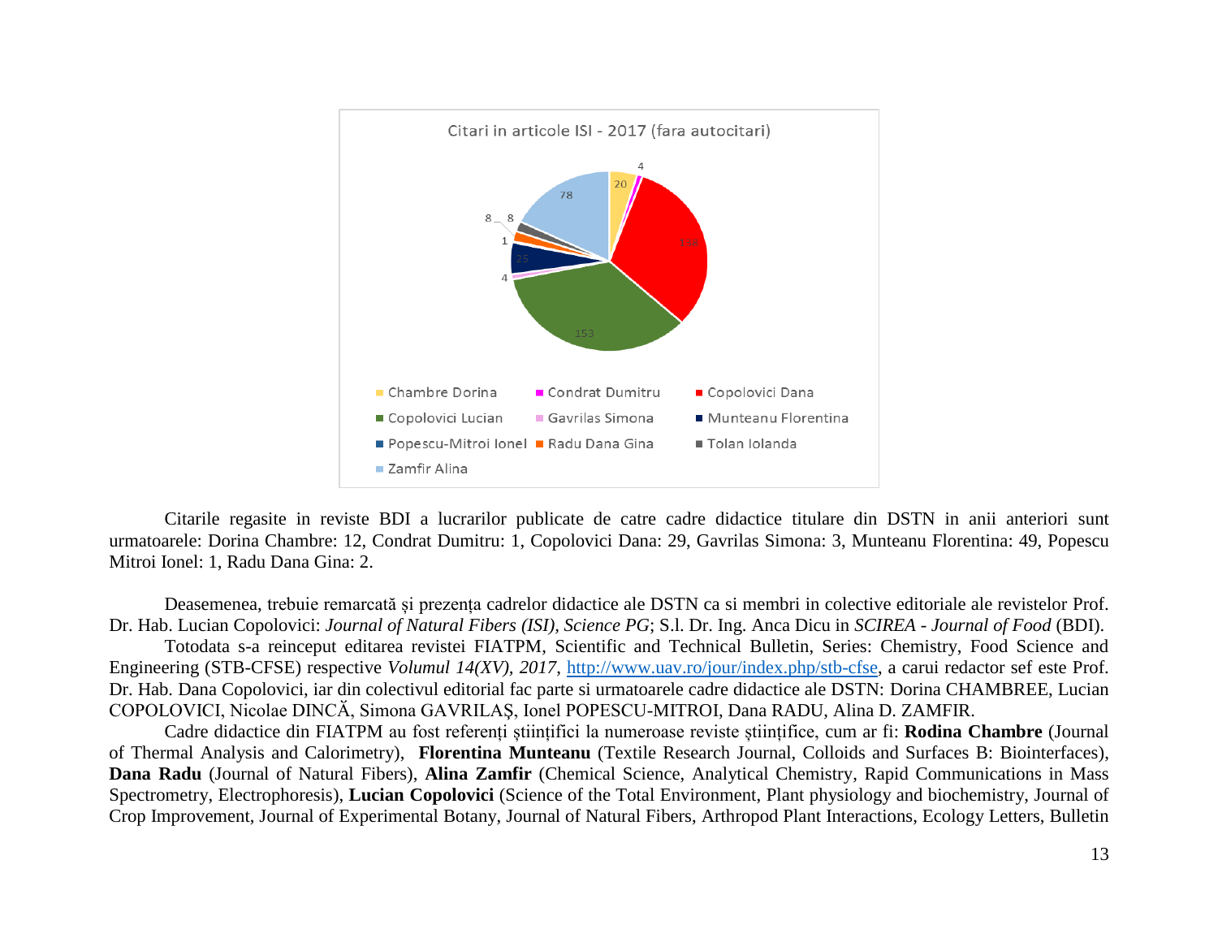Citari in articole ISI - 2017 (fara autocitari)

| Cadru didactic | Citari |
|---|---|
| Chambre Dorina | 20 |
| Condrat Dumitru | 4 |
| Copolovici Dana | 158 |
| Copolovici Lucian | 153 |
| Gavrilas Simona | 4 |
| Munteanu Florentina | 25 |
| Popescu-Mitroi Ionel | 1 |
| Radu Dana Gina | 8 |
| Tolan Iolanda | 8 |
| Zamfir Alina | 78 |

Citarile regasite in reviste BDI a lucrarilor publicate de catre cadre didactice titulare din DSTN in anii anteriori sunt urmatoarele: Dorina Chambre: 12, Condrat Dumitru: 1, Copolovici Dana: 29, Gavrilas Simona: 3, Munteanu Florentina: 49, Popescu Mitroi Ionel: 1, Radu Dana Gina: 2.

Deasemenea, trebuie remarcată și prezența cadrelor didactice ale DSTN ca si membri in colective editoriale ale revistelor Prof. Dr. Hab. Lucian Copolovici: *Journal of Natural Fibers (ISI), Science PG*; S.l. Dr. Ing. Anca Dicu in *SCIREA - Journal of Food* (BDI).

Totodata s-a reinceput editarea revistei FIATPM, Scientific and Technical Bulletin, Series: Chemistry, Food Science and Engineering (STB-CFSE) respective *Volumul 14(XV), 2017*, http://www.uav.ro/jour/index.php/stb-cfse, a carui redactor sef este Prof. Dr. Hab. Dana Copolovici, iar din colectivul editorial fac parte si urmatoarele cadre didactice ale DSTN: Dorina CHAMBREE, Lucian COPOLOVICI, Nicolae DINCĂ, Simona GAVRILAȘ, Ionel POPESCU-MITROI, Dana RADU, Alina D. ZAMFIR.

Cadre didactice din FIATPM au fost referenți științifici la numeroase reviste științifice, cum ar fi: **Rodina Chambre** (Journal of Thermal Analysis and Calorimetry), **Florentina Munteanu** (Textile Research Journal, Colloids and Surfaces B: Biointerfaces), **Dana Radu** (Journal of Natural Fibers), **Alina Zamfir** (Chemical Science, Analytical Chemistry, Rapid Communications in Mass Spectrometry, Electrophoresis), **Lucian Copolovici** (Science of the Total Environment, Plant physiology and biochemistry, Journal of Crop Improvement, Journal of Experimental Botany, Journal of Natural Fibers, Arthropod Plant Interactions, Ecology Letters, Bulletin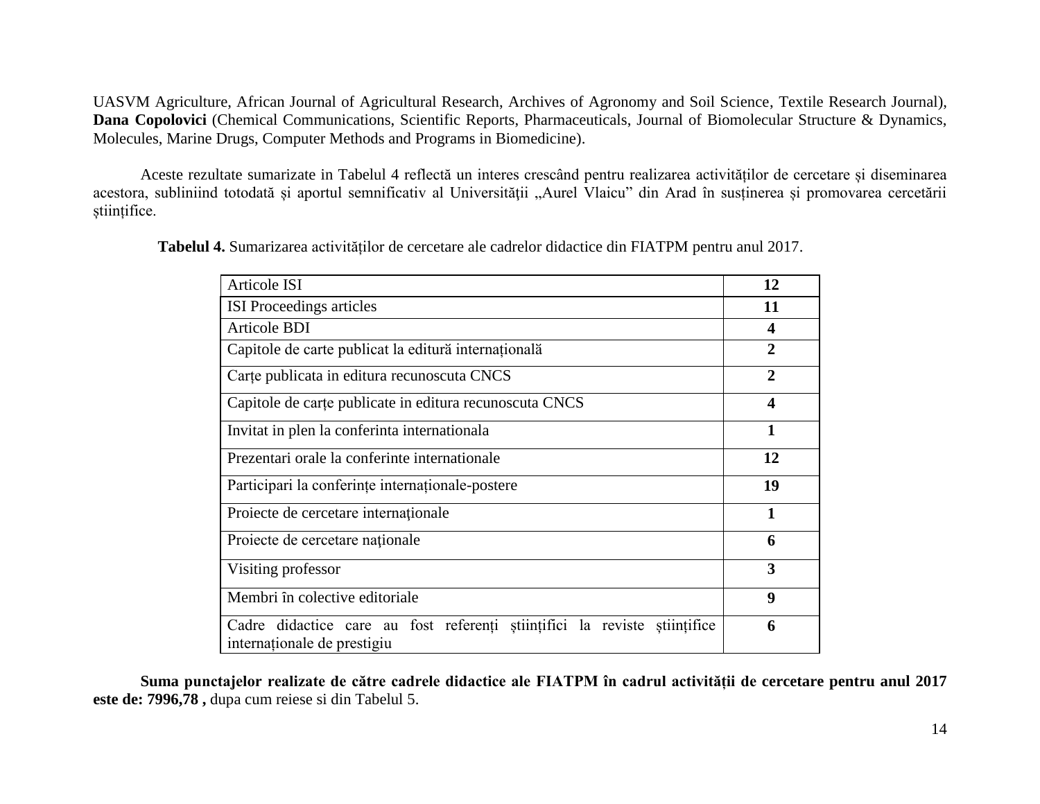UASVM Agriculture, African Journal of Agricultural Research, Archives of Agronomy and Soil Science, Textile Research Journal), **Dana Copolovici** (Chemical Communications, Scientific Reports, Pharmaceuticals, Journal of Biomolecular Structure & Dynamics, Molecules, Marine Drugs, Computer Methods and Programs in Biomedicine).

Aceste rezultate sumarizate in Tabelul 4 reflectă un interes crescând pentru realizarea activităților de cercetare și diseminarea acestora, subliniind totodată și aportul semnificativ al Universității „Aurel Vlaicu" din Arad în susținerea și promovarea cercetării științifice.

**Tabelul 4.** Sumarizarea activităților de cercetare ale cadrelor didactice din FIATPM pentru anul 2017.

| Articole ISI | **12** |
|---|---|
| ISI Proceedings articles | **11** |
| Articole BDI | **4** |
| Capitole de carte publicat la editură internațională | **2** |
| Carțe publicata in editura recunoscuta CNCS | **2** |
| Capitole de carțe publicate in editura recunoscuta CNCS | **4** |
| Invitat in plen la conferinta internationala | **1** |
| Prezentari orale la conferinte internationale | **12** |
| Participari la conferințe internaționale-postere | **19** |
| Proiecte de cercetare internaționale | **1** |
| Proiecte de cercetare naționale | **6** |
| Visiting professor | **3** |
| Membri în colective editoriale | **9** |
| Cadre didactice care au fost referenți științifici la reviste științifice internaționale de prestigiu | **6** |

**Suma punctajelor realizate de către cadrele didactice ale FIATPM în cadrul activității de cercetare pentru anul 2017 este de: 7996,78 ,** dupa cum reiese si din Tabelul 5.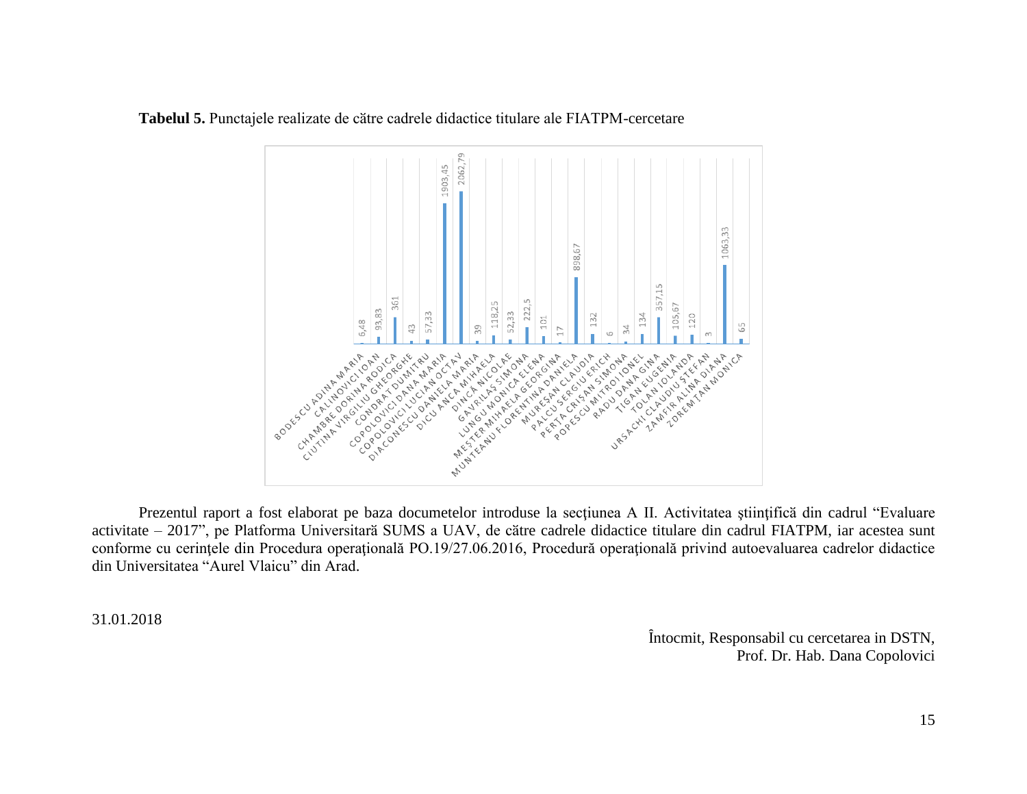**Tabelul 5.** Punctajele realizate de către cadrele didactice titulare ale FIATPM-cercetare

6,48
93,83
361
43
57,33
1903,45
2062,79
39
118,25
52,33
222,5
101
17
898,67
132
6
34
134
357,15
105,67
120
3
1063,33
65

BODESCU ADINA MARIA
CALINOVICI IOAN
CHAMBRE DORINA RODICA
CIUTINA VIRGILIU GHEORGHE
CONDRAT DUMITRU
COPOLOVICI DANA MARIA
COPOLOVICI LUCIAN OCTAV
DIACONESCU DANIELA MARIA
DICU ANCA MIHAELA
DINCĂ NICOLAE
GAVRILAȘ SIMONA
LUNGU MONICA ELENA
MEȘTER MIHAELA GEORGINA
MUNTEANU FLORENTINA DANIELA
MUREȘAN CLAUDIA
PALCU SERGIU ERICH
PERTA CRIȘAN SIMONA
POPESCU MITROI IONEL
RADU DANA GINA
ȚIGAN EUGENIA
TOLAN IOLANDA
URȘACHI CLAUDIU ȘTEFAN
ZAMFIR ALINA DIANA
ZDREMȚAN MONICA

Prezentul raport a fost elaborat pe baza documetelor introduse la secţiunea A II. Activitatea ştiinţifică din cadrul "Evaluare activitate – 2017", pe Platforma Universitară SUMS a UAV, de către cadrele didactice titulare din cadrul FIATPM, iar acestea sunt conforme cu cerinţele din Procedura operaţională PO.19/27.06.2016, Procedură operaţională privind autoevaluarea cadrelor didactice din Universitatea "Aurel Vlaicu" din Arad.

31.01.2018

Întocmit, Responsabil cu cercetarea in DSTN,
Prof. Dr. Hab. Dana Copolovici